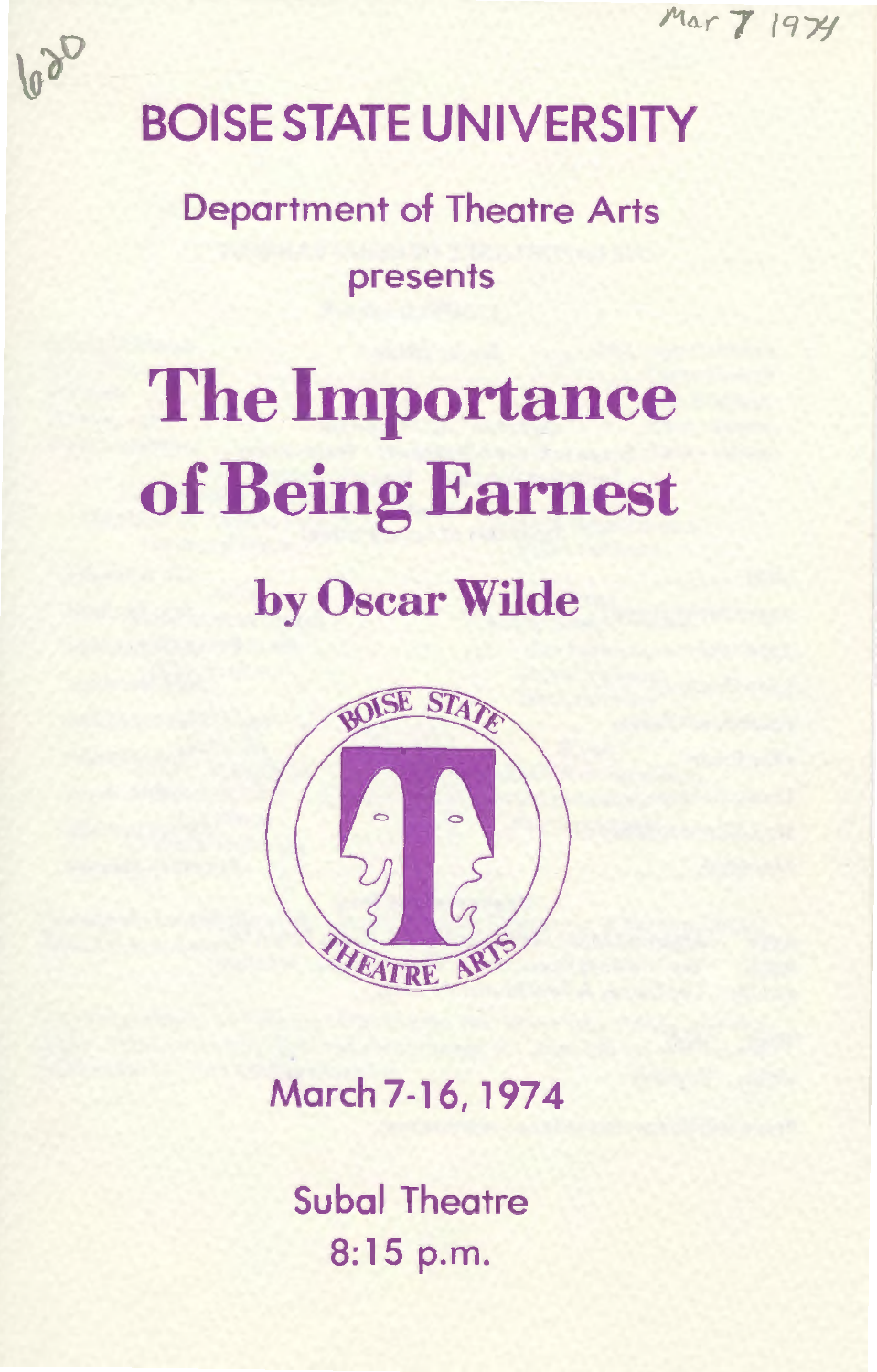Mar 7 1974

620

# BOISE STATE UNIVERSITY

Department of Theatre Arts

presents

# The Importance of Being Earnest

## by Oscar Wilde

BOISE STATE THEATRE ARTS

March 7-16, 1974

Subal Theatre

8:15 p.m.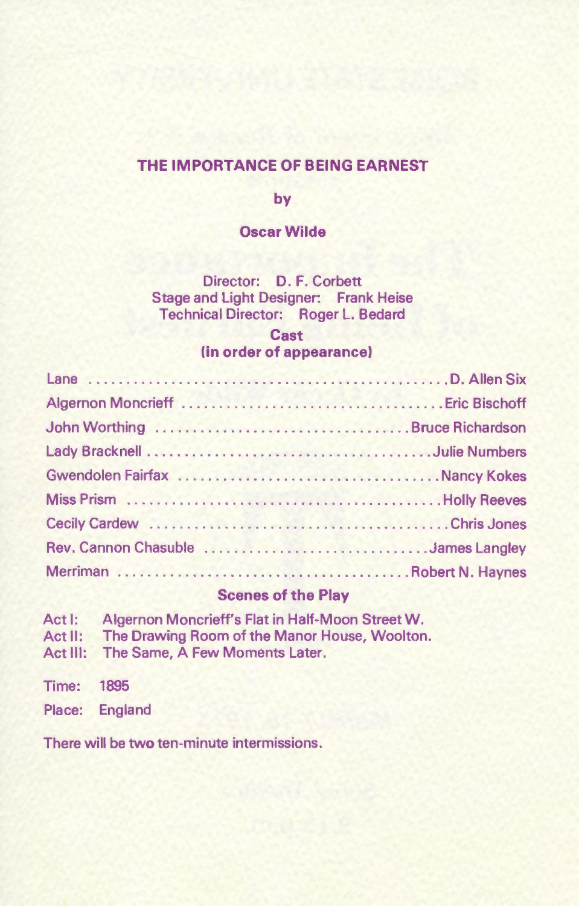# THE IMPORTANCE OF BEING EARNEST

**by**

**Oscar Wilde**

Director: D. F. Corbett
Stage and Light Designer: Frank Heise
Technical Director: Roger L. Bedard

## Cast
## (in order of appearance)

| | |
|---|---|
| Lane | D. Allen Six |
| Algernon Moncrieff | Eric Bischoff |
| John Worthing | Bruce Richardson |
| Lady Bracknell | Julie Numbers |
| Gwendolen Fairfax | Nancy Kokes |
| Miss Prism | Holly Reeves |
| Cecily Cardew | Chris Jones |
| Rev. Cannon Chasuble | James Langley |
| Merriman | Robert N. Haynes |

## Scenes of the Play

Act I: Algernon Moncrieff's Flat in Half-Moon Street W.
Act II: The Drawing Room of the Manor House, Woolton.
Act III: The Same, A Few Moments Later.

Time: 1895

Place: England

There will be two ten-minute intermissions.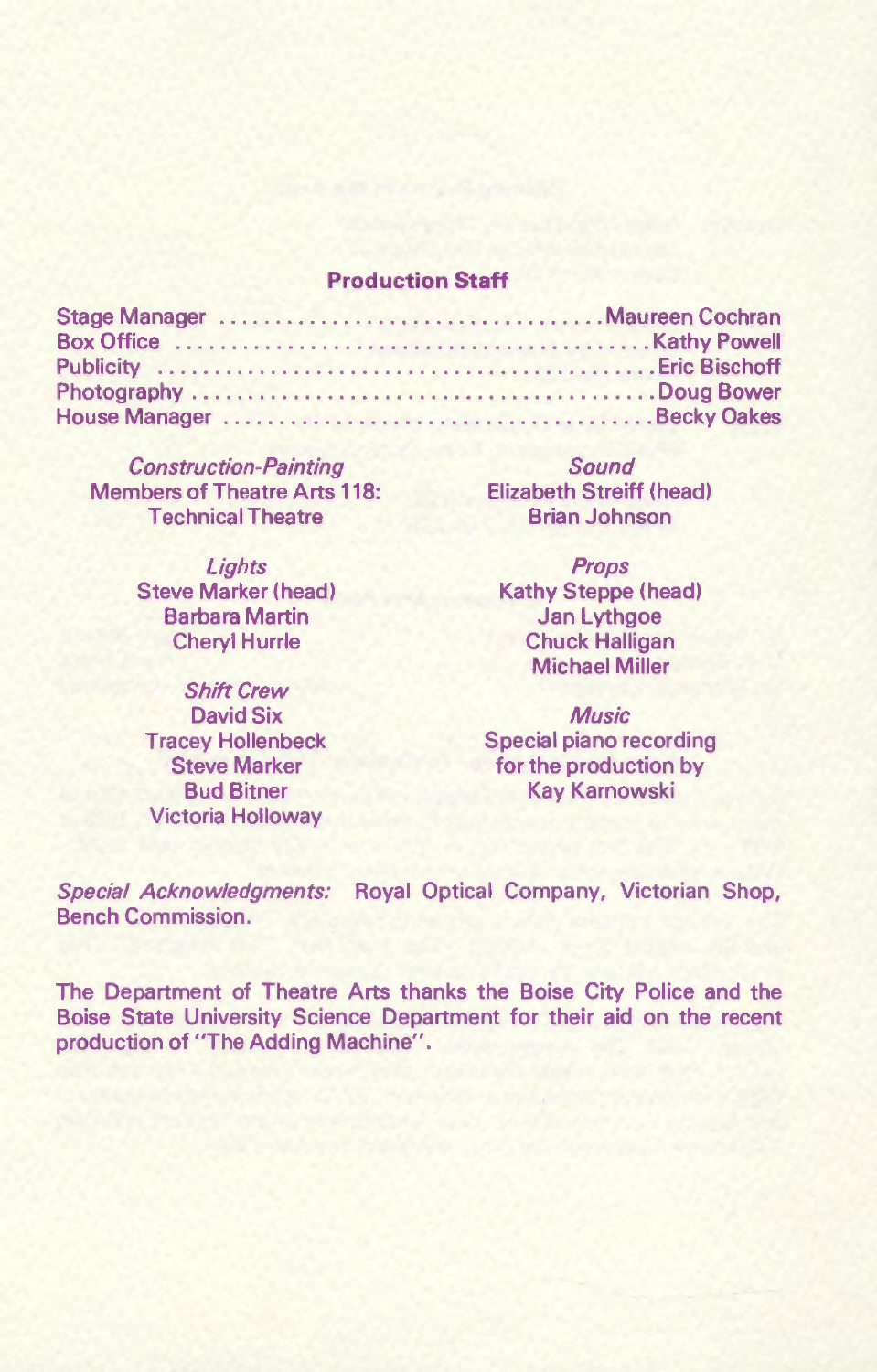## Production Staff

Stage Manager .................................. Maureen Cochran
Box Office .......................................... Kathy Powell
Publicity ............................................ Eric Bischoff
Photography ........................................ Doug Bower
House Manager .................................... Becky Oakes

*Construction-Painting*
Members of Theatre Arts 118:
Technical Theatre

*Lights*
Steve Marker (head)
Barbara Martin
Cheryl Hurrle

*Shift Crew*
David Six
Tracey Hollenbeck
Steve Marker
Bud Bitner
Victoria Holloway

*Sound*
Elizabeth Streiff (head)
Brian Johnson

*Props*
Kathy Steppe (head)
Jan Lythgoe
Chuck Halligan
Michael Miller

*Music*
Special piano recording
for the production by
Kay Karnowski

*Special Acknowledgments:* Royal Optical Company, Victorian Shop, Bench Commission.

The Department of Theatre Arts thanks the Boise City Police and the Boise State University Science Department for their aid on the recent production of "The Adding Machine".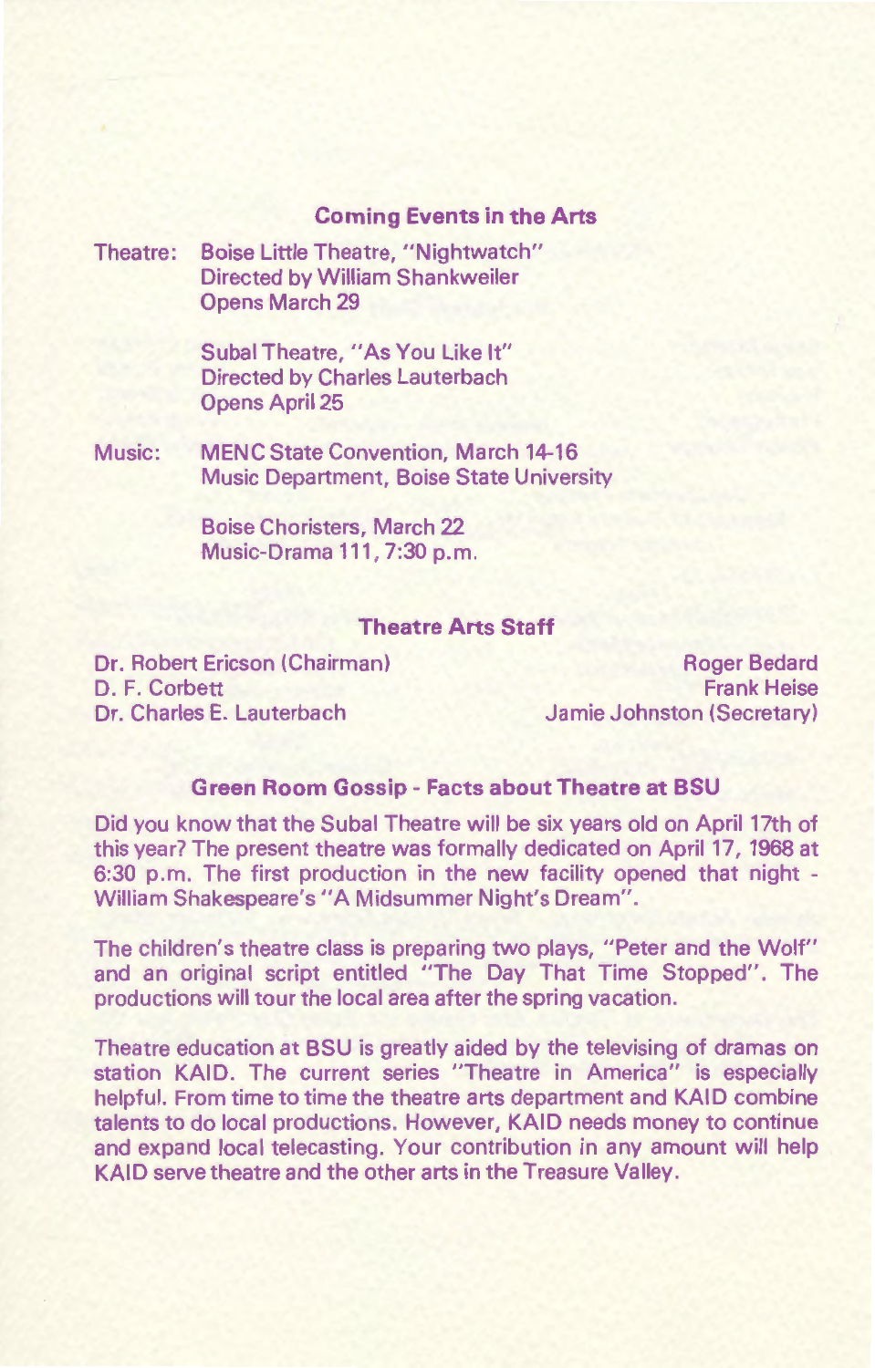## Coming Events in the Arts

Theatre: Boise Little Theatre, "Nightwatch"
Directed by William Shankweiler
Opens March 29

Subal Theatre, "As You Like It"
Directed by Charles Lauterbach
Opens April 25

Music: MENC State Convention, March 14-16
Music Department, Boise State University

Boise Choristers, March 22
Music-Drama 111, 7:30 p.m.

## Theatre Arts Staff

Dr. Robert Ericson (Chairman)
D. F. Corbett
Dr. Charles E. Lauterbach
Roger Bedard
Frank Heise
Jamie Johnston (Secretary)

## Green Room Gossip - Facts about Theatre at BSU

Did you know that the Subal Theatre will be six years old on April 17th of this year? The present theatre was formally dedicated on April 17, 1968 at 6:30 p.m. The first production in the new facility opened that night - William Shakespeare's "A Midsummer Night's Dream".

The children's theatre class is preparing two plays, "Peter and the Wolf" and an original script entitled "The Day That Time Stopped". The productions will tour the local area after the spring vacation.

Theatre education at BSU is greatly aided by the televising of dramas on station KAID. The current series "Theatre in America" is especially helpful. From time to time the theatre arts department and KAID combine talents to do local productions. However, KAID needs money to continue and expand local telecasting. Your contribution in any amount will help KAID serve theatre and the other arts in the Treasure Valley.